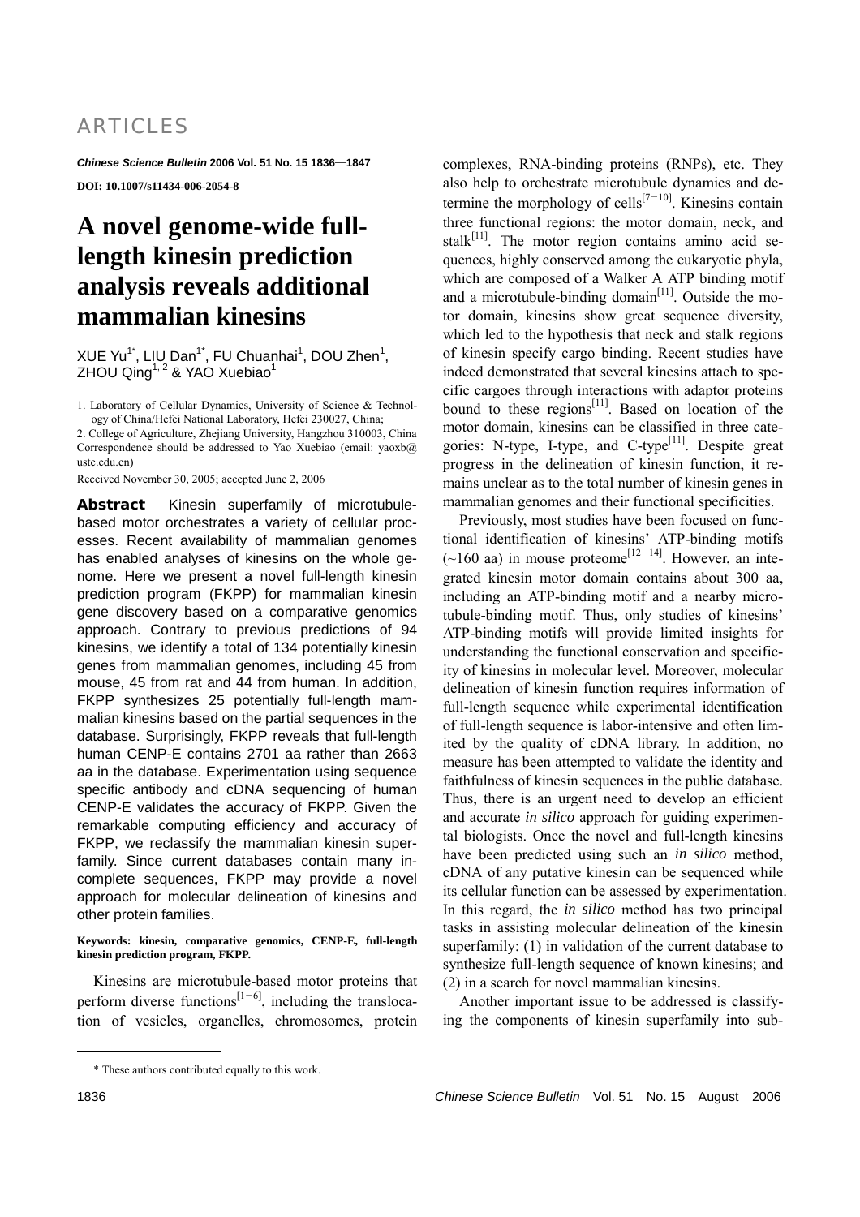ARTICLES

**DOI: 10.1007/s11434-006-2054-8**

# A novel genome-wide full-length kinesin prediction analysis reveals additional mammalian kinesins

XUE Yu[1*], LIU Dan[1*], FU Chuanhai[1], DOU Zhen[1], ZHOU Qing[1,2] & YAO Xuebiao[1]

1. Laboratory of Cellular Dynamics, University of Science & Technology of China/Hefei National Laboratory, Hefei 230027, China;
2. College of Agriculture, Zhejiang University, Hangzhou 310003, China

Correspondence should be addressed to Yao Xuebiao (email: yaoxb@ustc.edu.cn)

Received November 30, 2005; accepted June 2, 2006

**Abstract** Kinesin superfamily of microtubule-based motor orchestrates a variety of cellular processes. Recent availability of mammalian genomes has enabled analyses of kinesins on the whole genome. Here we present a novel full-length kinesin prediction program (FKPP) for mammalian kinesin gene discovery based on a comparative genomics approach. Contrary to previous predictions of 94 kinesins, we identify a total of 134 potentially kinesin genes from mammalian genomes, including 45 from mouse, 45 from rat and 44 from human. In addition, FKPP synthesizes 25 potentially full-length mammalian kinesins based on the partial sequences in the database. Surprisingly, FKPP reveals that full-length human CENP-E contains 2701 aa rather than 2663 aa in the database. Experimentation using sequence specific antibody and cDNA sequencing of human CENP-E validates the accuracy of FKPP. Given the remarkable computing efficiency and accuracy of FKPP, we reclassify the mammalian kinesin superfamily. Since current databases contain many incomplete sequences, FKPP may provide a novel approach for molecular delineation of kinesins and other protein families.

**Keywords: kinesin, comparative genomics, CENP-E, full-length kinesin prediction program, FKPP.**

Kinesins are microtubule-based motor proteins that perform diverse functions[1−6], including the translocation of vesicles, organelles, chromosomes, protein complexes, RNA-binding proteins (RNPs), etc. They also help to orchestrate microtubule dynamics and determine the morphology of cells[7−10]. Kinesins contain three functional regions: the motor domain, neck, and stalk[11]. The motor region contains amino acid sequences, highly conserved among the eukaryotic phyla, which are composed of a Walker A ATP binding motif and a microtubule-binding domain[11]. Outside the motor domain, kinesins show great sequence diversity, which led to the hypothesis that neck and stalk regions of kinesin specify cargo binding. Recent studies have indeed demonstrated that several kinesins attach to specific cargoes through interactions with adaptor proteins bound to these regions[11]. Based on location of the motor domain, kinesins can be classified in three categories: N-type, I-type, and C-type[11]. Despite great progress in the delineation of kinesin function, it remains unclear as to the total number of kinesin genes in mammalian genomes and their functional specificities.

Previously, most studies have been focused on functional identification of kinesins' ATP-binding motifs (~160 aa) in mouse proteome[12−14]. However, an integrated kinesin motor domain contains about 300 aa, including an ATP-binding motif and a nearby microtubule-binding motif. Thus, only studies of kinesins' ATP-binding motifs will provide limited insights for understanding the functional conservation and specificity of kinesins in molecular level. Moreover, molecular delineation of kinesin function requires information of full-length sequence while experimental identification of full-length sequence is labor-intensive and often limited by the quality of cDNA library. In addition, no measure has been attempted to validate the identity and faithfulness of kinesin sequences in the public database. Thus, there is an urgent need to develop an efficient and accurate *in silico* approach for guiding experimental biologists. Once the novel and full-length kinesins have been predicted using such an *in silico* method, cDNA of any putative kinesin can be sequenced while its cellular function can be assessed by experimentation. In this regard, the *in silico* method has two principal tasks in assisting molecular delineation of the kinesin superfamily: (1) in validation of the current database to synthesize full-length sequence of known kinesins; and (2) in a search for novel mammalian kinesins.

Another important issue to be addressed is classifying the components of kinesin superfamily into sub-

\* These authors contributed equally to this work.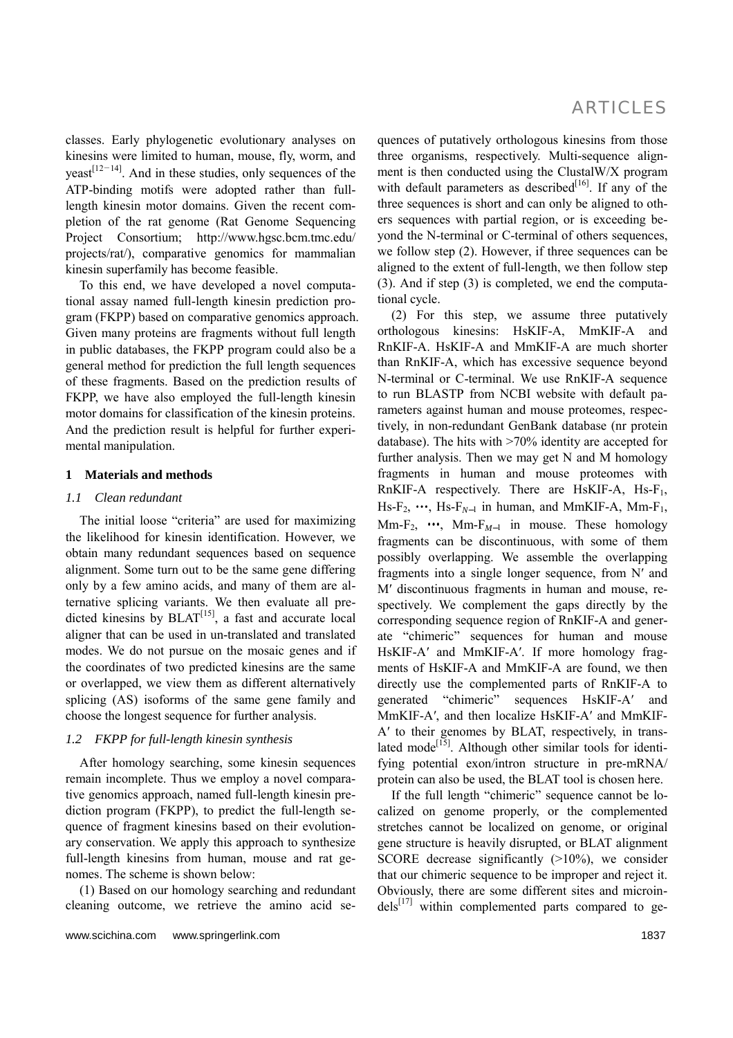classes. Early phylogenetic evolutionary analyses on kinesins were limited to human, mouse, fly, worm, and yeast[12−14]. And in these studies, only sequences of the ATP-binding motifs were adopted rather than full-length kinesin motor domains. Given the recent completion of the rat genome (Rat Genome Sequencing Project Consortium; http://www.hgsc.bcm.tmc.edu/projects/rat/), comparative genomics for mammalian kinesin superfamily has become feasible.

To this end, we have developed a novel computational assay named full-length kinesin prediction program (FKPP) based on comparative genomics approach. Given many proteins are fragments without full length in public databases, the FKPP program could also be a general method for prediction the full length sequences of these fragments. Based on the prediction results of FKPP, we have also employed the full-length kinesin motor domains for classification of the kinesin proteins. And the prediction result is helpful for further experimental manipulation.

## 1 Materials and methods

### *1.1 Clean redundant*

The initial loose "criteria" are used for maximizing the likelihood for kinesin identification. However, we obtain many redundant sequences based on sequence alignment. Some turn out to be the same gene differing only by a few amino acids, and many of them are alternative splicing variants. We then evaluate all predicted kinesins by BLAT[15], a fast and accurate local aligner that can be used in un-translated and translated modes. We do not pursue on the mosaic genes and if the coordinates of two predicted kinesins are the same or overlapped, we view them as different alternatively splicing (AS) isoforms of the same gene family and choose the longest sequence for further analysis.

### *1.2 FKPP for full-length kinesin synthesis*

After homology searching, some kinesin sequences remain incomplete. Thus we employ a novel comparative genomics approach, named full-length kinesin prediction program (FKPP), to predict the full-length sequence of fragment kinesins based on their evolutionary conservation. We apply this approach to synthesize full-length kinesins from human, mouse and rat genomes. The scheme is shown below:

(1) Based on our homology searching and redundant cleaning outcome, we retrieve the amino acid sequences of putatively orthologous kinesins from those three organisms, respectively. Multi-sequence alignment is then conducted using the ClustalW/X program with default parameters as described[16]. If any of the three sequences is short and can only be aligned to others sequences with partial region, or is exceeding beyond the N-terminal or C-terminal of others sequences, we follow step (2). However, if three sequences can be aligned to the extent of full-length, we then follow step (3). And if step (3) is completed, we end the computational cycle.

(2) For this step, we assume three putatively orthologous kinesins: HsKIF-A, MmKIF-A and RnKIF-A. HsKIF-A and MmKIF-A are much shorter than RnKIF-A, which has excessive sequence beyond N-terminal or C-terminal. We use RnKIF-A sequence to run BLASTP from NCBI website with default parameters against human and mouse proteomes, respectively, in non-redundant GenBank database (nr protein database). The hits with >70% identity are accepted for further analysis. Then we may get N and M homology fragments in human and mouse proteomes with RnKIF-A respectively. There are HsKIF-A, Hs-$F_1$, Hs-$F_2$, ···, Hs-$F_{N-1}$ in human, and MmKIF-A, Mm-$F_1$, Mm-$F_2$, ···, Mm-$F_{M-1}$ in mouse. These homology fragments can be discontinuous, with some of them possibly overlapping. We assemble the overlapping fragments into a single longer sequence, from N′ and M′ discontinuous fragments in human and mouse, respectively. We complement the gaps directly by the corresponding sequence region of RnKIF-A and generate "chimeric" sequences for human and mouse HsKIF-A′ and MmKIF-A′. If more homology fragments of HsKIF-A and MmKIF-A are found, we then directly use the complemented parts of RnKIF-A to generated "chimeric" sequences HsKIF-A′ and MmKIF-A′, and then localize HsKIF-A′ and MmKIF-A′ to their genomes by BLAT, respectively, in translated mode[15]. Although other similar tools for identifying potential exon/intron structure in pre-mRNA/protein can also be used, the BLAT tool is chosen here.

If the full length "chimeric" sequence cannot be localized on genome properly, or the complemented stretches cannot be localized on genome, or original gene structure is heavily disrupted, or BLAT alignment SCORE decrease significantly (>10%), we consider that our chimeric sequence to be improper and reject it. Obviously, there are some different sites and microindels[17] within complemented parts compared to ge-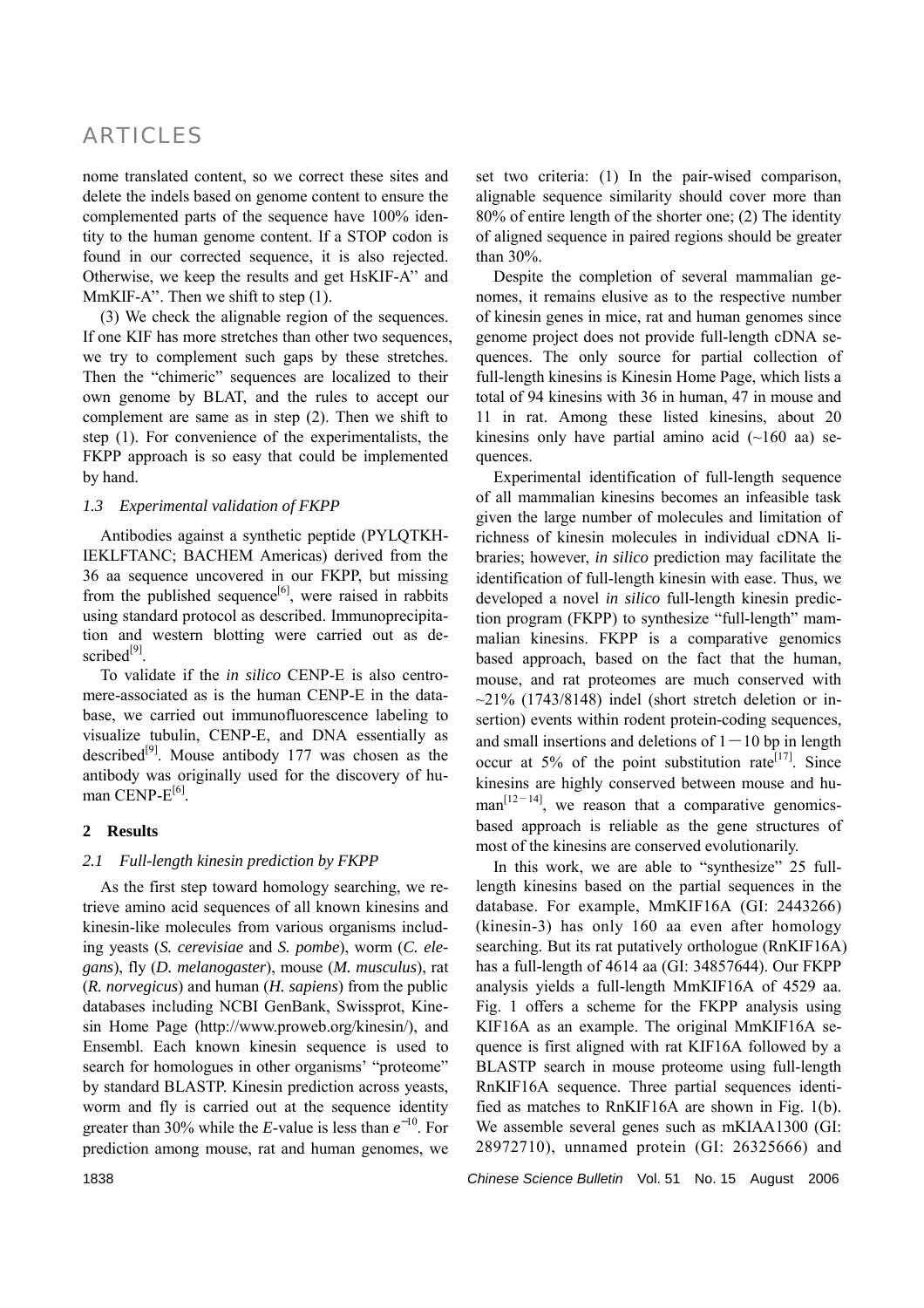nome translated content, so we correct these sites and delete the indels based on genome content to ensure the complemented parts of the sequence have 100% identity to the human genome content. If a STOP codon is found in our corrected sequence, it is also rejected. Otherwise, we keep the results and get HsKIF-A" and MmKIF-A". Then we shift to step (1).

(3) We check the alignable region of the sequences. If one KIF has more stretches than other two sequences, we try to complement such gaps by these stretches. Then the "chimeric" sequences are localized to their own genome by BLAT, and the rules to accept our complement are same as in step (2). Then we shift to step (1). For convenience of the experimentalists, the FKPP approach is so easy that could be implemented by hand.

### *1.3 Experimental validation of FKPP*

Antibodies against a synthetic peptide (PYLQTKHIEKLFTANC; BACHEM Americas) derived from the 36 aa sequence uncovered in our FKPP, but missing from the published sequence[6], were raised in rabbits using standard protocol as described. Immunoprecipitation and western blotting were carried out as described[9].

To validate if the *in silico* CENP-E is also centromere-associated as is the human CENP-E in the database, we carried out immunofluorescence labeling to visualize tubulin, CENP-E, and DNA essentially as described[9]. Mouse antibody 177 was chosen as the antibody was originally used for the discovery of human CENP-E[6].

## **2 Results**

### *2.1 Full-length kinesin prediction by FKPP*

As the first step toward homology searching, we retrieve amino acid sequences of all known kinesins and kinesin-like molecules from various organisms including yeasts (*S. cerevisiae* and *S. pombe*), worm (*C. elegans*), fly (*D. melanogaster*), mouse (*M. musculus*), rat (*R. norvegicus*) and human (*H. sapiens*) from the public databases including NCBI GenBank, Swissprot, Kinesin Home Page (http://www.proweb.org/kinesin/), and Ensembl. Each known kinesin sequence is used to search for homologues in other organisms' "proteome" by standard BLASTP. Kinesin prediction across yeasts, worm and fly is carried out at the sequence identity greater than 30% while the *E*-value is less than $e^{-10}$. For prediction among mouse, rat and human genomes, we set two criteria: (1) In the pair-wised comparison, alignable sequence similarity should cover more than 80% of entire length of the shorter one; (2) The identity of aligned sequence in paired regions should be greater than 30%.

Despite the completion of several mammalian genomes, it remains elusive as to the respective number of kinesin genes in mice, rat and human genomes since genome project does not provide full-length cDNA sequences. The only source for partial collection of full-length kinesins is Kinesin Home Page, which lists a total of 94 kinesins with 36 in human, 47 in mouse and 11 in rat. Among these listed kinesins, about 20 kinesins only have partial amino acid (~160 aa) sequences.

Experimental identification of full-length sequence of all mammalian kinesins becomes an infeasible task given the large number of molecules and limitation of richness of kinesin molecules in individual cDNA libraries; however, *in silico* prediction may facilitate the identification of full-length kinesin with ease. Thus, we developed a novel *in silico* full-length kinesin prediction program (FKPP) to synthesize "full-length" mammalian kinesins. FKPP is a comparative genomics based approach, based on the fact that the human, mouse, and rat proteomes are much conserved with ~21% (1743/8148) indel (short stretch deletion or insertion) events within rodent protein-coding sequences, and small insertions and deletions of 1−10 bp in length occur at 5% of the point substitution rate[17]. Since kinesins are highly conserved between mouse and human[12−14], we reason that a comparative genomics-based approach is reliable as the gene structures of most of the kinesins are conserved evolutionarily.

In this work, we are able to "synthesize" 25 full-length kinesins based on the partial sequences in the database. For example, MmKIF16A (GI: 2443266) (kinesin-3) has only 160 aa even after homology searching. But its rat putatively orthologue (RnKIF16A) has a full-length of 4614 aa (GI: 34857644). Our FKPP analysis yields a full-length MmKIF16A of 4529 aa. Fig. 1 offers a scheme for the FKPP analysis using KIF16A as an example. The original MmKIF16A sequence is first aligned with rat KIF16A followed by a BLASTP search in mouse proteome using full-length RnKIF16A sequence. Three partial sequences identified as matches to RnKIF16A are shown in Fig. 1(b). We assemble several genes such as mKIAA1300 (GI: 28972710), unnamed protein (GI: 26325666) and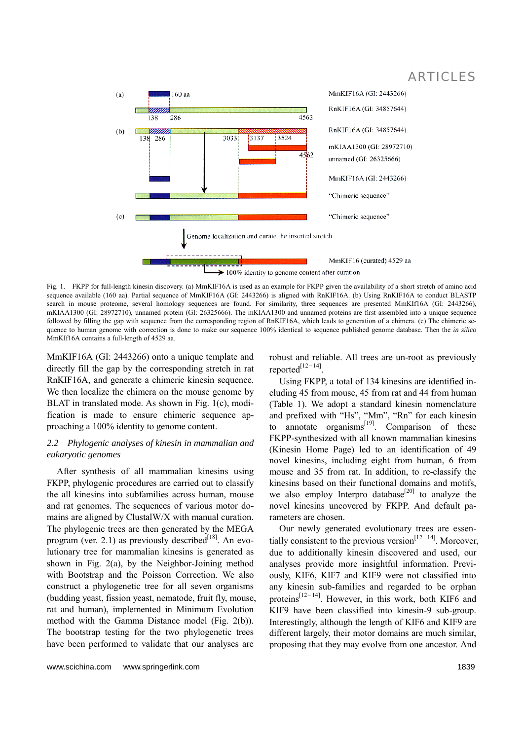Fig. 1. FKPP for full-length kinesin discovery. (a) MmKIF16A is used as an example for FKPP given the availability of a short stretch of amino acid sequence available (160 aa). Partial sequence of MmKIF16A (GI: 2443266) is aligned with RnKIF16A. (b) Using RnKIF16A to conduct BLASTP search in mouse proteome, several homology sequences are found. For similarity, three sequences are presented MmKIf16A (GI: 2443266), mKIAA1300 (GI: 28972710), unnamed protein (GI: 26325666). The mKIAA1300 and unnamed proteins are first assembled into a unique sequence followed by filling the gap with sequence from the corresponding region of RnKIF16A, which leads to generation of a chimera. (c) The chimeric sequence to human genome with correction is done to make our sequence 100% identical to sequence published genome database. Then the *in silico* MmKIf16A contains a full-length of 4529 aa.

MmKIF16A (GI: 2443266) onto a unique template and directly fill the gap by the corresponding stretch in rat RnKIF16A, and generate a chimeric kinesin sequence. We then localize the chimera on the mouse genome by BLAT in translated mode. As shown in Fig. 1(c), modification is made to ensure chimeric sequence approaching a 100% identity to genome content.

### 2.2 Phylogenic analyses of kinesin in mammalian and eukaryotic genomes

After synthesis of all mammalian kinesins using FKPP, phylogenic procedures are carried out to classify the all kinesins into subfamilies across human, mouse and rat genomes. The sequences of various motor domains are aligned by ClustalW/X with manual curation. The phylogenic trees are then generated by the MEGA program (ver. 2.1) as previously described[18]. An evolutionary tree for mammalian kinesins is generated as shown in Fig. 2(a), by the Neighbor-Joining method with Bootstrap and the Poisson Correction. We also construct a phylogenetic tree for all seven organisms (budding yeast, fission yeast, nematode, fruit fly, mouse, rat and human), implemented in Minimum Evolution method with the Gamma Distance model (Fig. 2(b)). The bootstrap testing for the two phylogenetic trees have been performed to validate that our analyses are robust and reliable. All trees are un-root as previously reported[12−14].

Using FKPP, a total of 134 kinesins are identified including 45 from mouse, 45 from rat and 44 from human (Table 1). We adopt a standard kinesin nomenclature and prefixed with "Hs", "Mm", "Rn" for each kinesin to annotate organisms[19]. Comparison of these FKPP-synthesized with all known mammalian kinesins (Kinesin Home Page) led to an identification of 49 novel kinesins, including eight from human, 6 from mouse and 35 from rat. In addition, to re-classify the kinesins based on their functional domains and motifs, we also employ Interpro database[20] to analyze the novel kinesins uncovered by FKPP. And default parameters are chosen.

Our newly generated evolutionary trees are essentially consistent to the previous version[12−14]. Moreover, due to additionally kinesin discovered and used, our analyses provide more insightful information. Previously, KIF6, KIF7 and KIF9 were not classified into any kinesin sub-families and regarded to be orphan proteins[12−14]. However, in this work, both KIF6 and KIF9 have been classified into kinesin-9 sub-group. Interestingly, although the length of KIF6 and KIF9 are different largely, their motor domains are much similar, proposing that they may evolve from one ancestor. And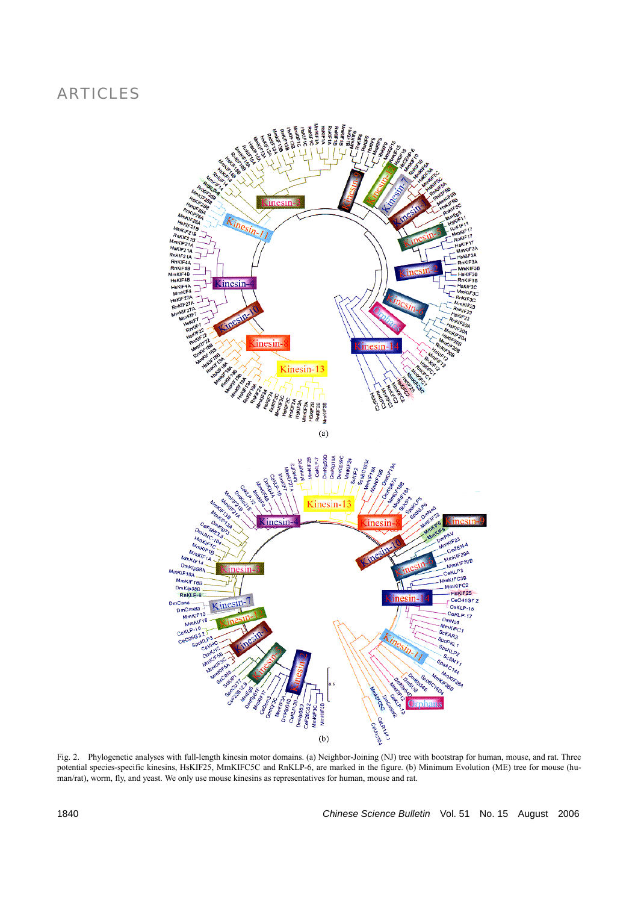Fig. 2. Phylogenetic analyses with full-length kinesin motor domains. (a) Neighbor-Joining (NJ) tree with bootstrap for human, mouse, and rat. Three potential species-specific kinesins, HsKIF25, MmKIFC5C and RnKLP-6, are marked in the figure. (b) Minimum Evolution (ME) tree for mouse (human/rat), worm, fly, and yeast. We only use mouse kinesins as representatives for human, mouse and rat.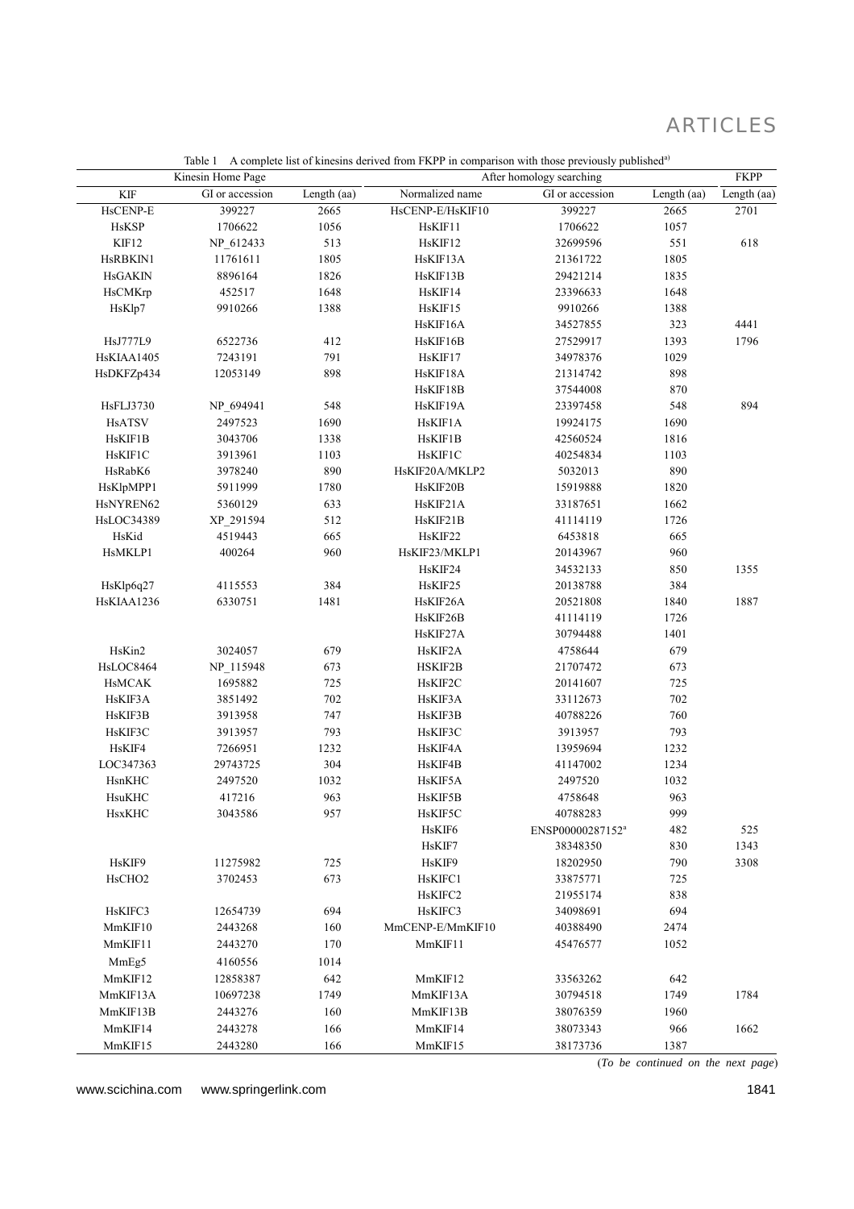Table 1 A complete list of kinesins derived from FKPP in comparison with those previously published[a)]

| Kinesin Home Page | | | After homology searching | | | FKPP |
|---|---|---|---|---|---|---|
| KIF | GI or accession | Length (aa) | Normalized name | GI or accession | Length (aa) | Length (aa) |
| HsCENP-E | 399227 | 2665 | HsCENP-E/HsKIF10 | 399227 | 2665 | 2701 |
| HsKSP | 1706622 | 1056 | HsKIF11 | 1706622 | 1057 | |
| KIF12 | NP_612433 | 513 | HsKIF12 | 32699596 | 551 | 618 |
| HsRBKIN1 | 11761611 | 1805 | HsKIF13A | 21361722 | 1805 | |
| HsGAKIN | 8896164 | 1826 | HsKIF13B | 29421214 | 1835 | |
| HsCMKrp | 452517 | 1648 | HsKIF14 | 23396633 | 1648 | |
| HsKlp7 | 9910266 | 1388 | HsKIF15 | 9910266 | 1388 | |
| | | | HsKIF16A | 34527855 | 323 | 4441 |
| HsJ777L9 | 6522736 | 412 | HsKIF16B | 27529917 | 1393 | 1796 |
| HsKIAA1405 | 7243191 | 791 | HsKIF17 | 34978376 | 1029 | |
| HsDKFZp434 | 12053149 | 898 | HsKIF18A | 21314742 | 898 | |
| | | | HsKIF18B | 37544008 | 870 | |
| HsFLJ3730 | NP_694941 | 548 | HsKIF19A | 23397458 | 548 | 894 |
| HsATSV | 2497523 | 1690 | HsKIF1A | 19924175 | 1690 | |
| HsKIF1B | 3043706 | 1338 | HsKIF1B | 42560524 | 1816 | |
| HsKIF1C | 3913961 | 1103 | HsKIF1C | 40254834 | 1103 | |
| HsRabK6 | 3978240 | 890 | HsKIF20A/MKLP2 | 5032013 | 890 | |
| HsKlpMPP1 | 5911999 | 1780 | HsKIF20B | 15919888 | 1820 | |
| HsNYREN62 | 5360129 | 633 | HsKIF21A | 33187651 | 1662 | |
| HsLOC34389 | XP_291594 | 512 | HsKIF21B | 41114119 | 1726 | |
| HsKid | 4519443 | 665 | HsKIF22 | 6453818 | 665 | |
| HsMKLP1 | 400264 | 960 | HsKIF23/MKLP1 | 20143967 | 960 | |
| | | | HsKIF24 | 34532133 | 850 | 1355 |
| HsKlp6q27 | 4115553 | 384 | HsKIF25 | 20138788 | 384 | |
| HsKIAA1236 | 6330751 | 1481 | HsKIF26A | 20521808 | 1840 | 1887 |
| | | | HsKIF26B | 41114119 | 1726 | |
| | | | HsKIF27A | 30794488 | 1401 | |
| HsKin2 | 3024057 | 679 | HsKIF2A | 4758644 | 679 | |
| HsLOC8464 | NP_115948 | 673 | HSKIF2B | 21707472 | 673 | |
| HsMCAK | 1695882 | 725 | HsKIF2C | 20141607 | 725 | |
| HsKIF3A | 3851492 | 702 | HsKIF3A | 33112673 | 702 | |
| HsKIF3B | 3913958 | 747 | HsKIF3B | 40788226 | 760 | |
| HsKIF3C | 3913957 | 793 | HsKIF3C | 3913957 | 793 | |
| HsKIF4 | 7266951 | 1232 | HsKIF4A | 13959694 | 1232 | |
| LOC347363 | 29743725 | 304 | HsKIF4B | 41147002 | 1234 | |
| HsnKHC | 2497520 | 1032 | HsKIF5A | 2497520 | 1032 | |
| HsuKHC | 417216 | 963 | HsKIF5B | 4758648 | 963 | |
| HsxKHC | 3043586 | 957 | HsKIF5C | 40788283 | 999 | |
| | | | HsKIF6 | ENSP00000287152[a] | 482 | 525 |
| | | | HsKIF7 | 38348350 | 830 | 1343 |
| HsKIF9 | 11275982 | 725 | HsKIF9 | 18202950 | 790 | 3308 |
| HsCHO2 | 3702453 | 673 | HsKIFC1 | 33875771 | 725 | |
| | | | HsKIFC2 | 21955174 | 838 | |
| HsKIFC3 | 12654739 | 694 | HsKIFC3 | 34098691 | 694 | |
| MmKIF10 | 2443268 | 160 | MmCENP-E/MmKIF10 | 40388490 | 2474 | |
| MmKIF11 | 2443270 | 170 | MmKIF11 | 45476577 | 1052 | |
| MmEg5 | 4160556 | 1014 | | | | |
| MmKIF12 | 12858387 | 642 | MmKIF12 | 33563262 | 642 | |
| MmKIF13A | 10697238 | 1749 | MmKIF13A | 30794518 | 1749 | 1784 |
| MmKIF13B | 2443276 | 160 | MmKIF13B | 38076359 | 1960 | |
| MmKIF14 | 2443278 | 166 | MmKIF14 | 38073343 | 966 | 1662 |
| MmKIF15 | 2443280 | 166 | MmKIF15 | 38173736 | 1387 | |

(*To be continued on the next page*)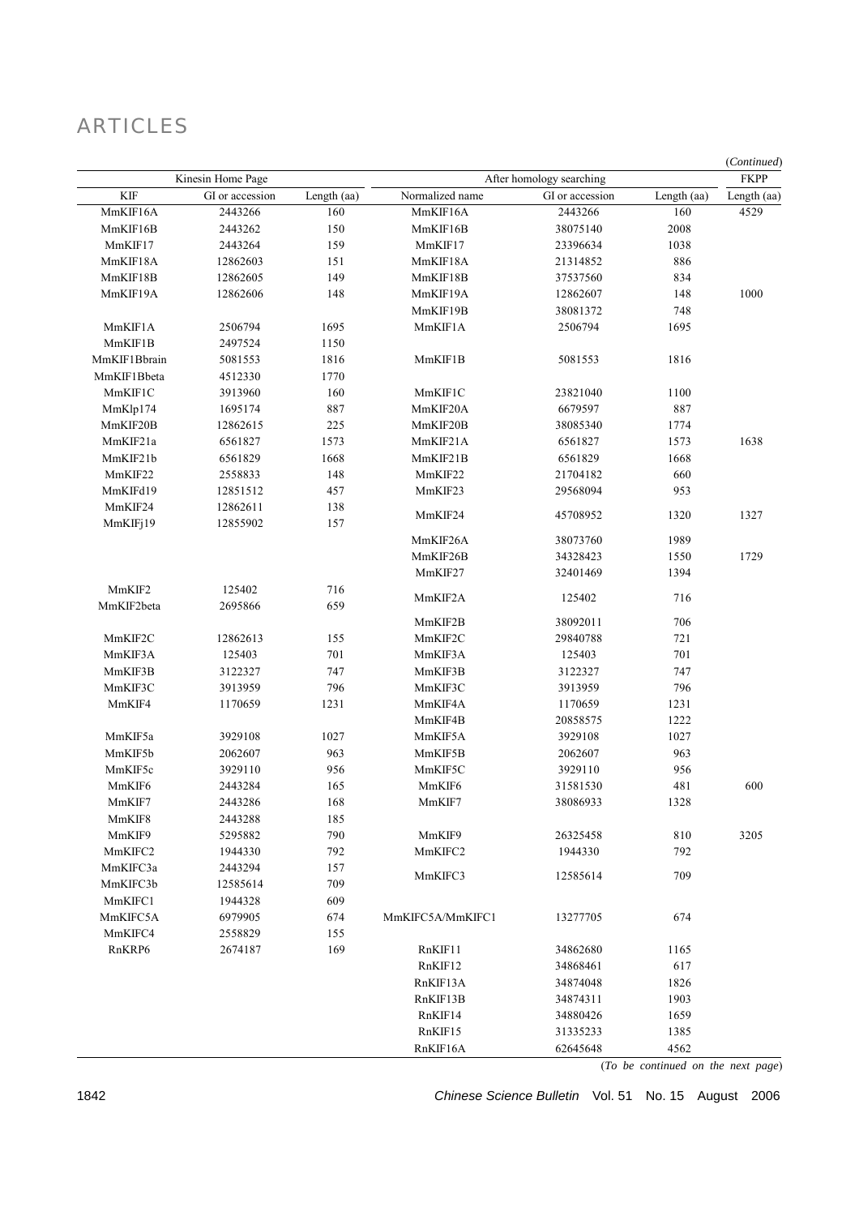(Continued)

| Kinesin Home Page | | | After homology searching | | | FKPP |
|---|---|---|---|---|---|---|
| KIF | GI or accession | Length (aa) | Normalized name | GI or accession | Length (aa) | Length (aa) |
| MmKIF16A | 2443266 | 160 | MmKIF16A | 2443266 | 160 | 4529 |
| MmKIF16B | 2443262 | 150 | MmKIF16B | 38075140 | 2008 | |
| MmKIF17 | 2443264 | 159 | MmKIF17 | 23396634 | 1038 | |
| MmKIF18A | 12862603 | 151 | MmKIF18A | 21314852 | 886 | |
| MmKIF18B | 12862605 | 149 | MmKIF18B | 37537560 | 834 | |
| MmKIF19A | 12862606 | 148 | MmKIF19A | 12862607 | 148 | 1000 |
| | | | MmKIF19B | 38081372 | 748 | |
| MmKIF1A | 2506794 | 1695 | MmKIF1A | 2506794 | 1695 | |
| MmKIF1B | 2497524 | 1150 | | | | |
| MmKIF1Bbrain | 5081553 | 1816 | MmKIF1B | 5081553 | 1816 | |
| MmKIF1Bbeta | 4512330 | 1770 | | | | |
| MmKIF1C | 3913960 | 160 | MmKIF1C | 23821040 | 1100 | |
| MmKlp174 | 1695174 | 887 | MmKIF20A | 6679597 | 887 | |
| MmKIF20B | 12862615 | 225 | MmKIF20B | 38085340 | 1774 | |
| MmKIF21a | 6561827 | 1573 | MmKIF21A | 6561827 | 1573 | 1638 |
| MmKIF21b | 6561829 | 1668 | MmKIF21B | 6561829 | 1668 | |
| MmKIF22 | 2558833 | 148 | MmKIF22 | 21704182 | 660 | |
| MmKIFd19 | 12851512 | 457 | MmKIF23 | 29568094 | 953 | |
| MmKIF24 | 12862611 | 138 | MmKIF24 | 45708952 | 1320 | 1327 |
| MmKIFj19 | 12855902 | 157 | | | | |
| | | | MmKIF26A | 38073760 | 1989 | |
| | | | MmKIF26B | 34328423 | 1550 | 1729 |
| | | | MmKIF27 | 32401469 | 1394 | |
| MmKIF2 | 125402 | 716 | MmKIF2A | 125402 | 716 | |
| MmKIF2beta | 2695866 | 659 | | | | |
| | | | MmKIF2B | 38092011 | 706 | |
| MmKIF2C | 12862613 | 155 | MmKIF2C | 29840788 | 721 | |
| MmKIF3A | 125403 | 701 | MmKIF3A | 125403 | 701 | |
| MmKIF3B | 3122327 | 747 | MmKIF3B | 3122327 | 747 | |
| MmKIF3C | 3913959 | 796 | MmKIF3C | 3913959 | 796 | |
| MmKIF4 | 1170659 | 1231 | MmKIF4A | 1170659 | 1231 | |
| | | | MmKIF4B | 20858575 | 1222 | |
| MmKIF5a | 3929108 | 1027 | MmKIF5A | 3929108 | 1027 | |
| MmKIF5b | 2062607 | 963 | MmKIF5B | 2062607 | 963 | |
| MmKIF5c | 3929110 | 956 | MmKIF5C | 3929110 | 956 | |
| MmKIF6 | 2443284 | 165 | MmKIF6 | 31581530 | 481 | 600 |
| MmKIF7 | 2443286 | 168 | MmKIF7 | 38086933 | 1328 | |
| MmKIF8 | 2443288 | 185 | | | | |
| MmKIF9 | 5295882 | 790 | MmKIF9 | 26325458 | 810 | 3205 |
| MmKIFC2 | 1944330 | 792 | MmKIFC2 | 1944330 | 792 | |
| MmKIFC3a | 2443294 | 157 | MmKIFC3 | 12585614 | 709 | |
| MmKIFC3b | 12585614 | 709 | | | | |
| MmKIFC1 | 1944328 | 609 | | | | |
| MmKIFC5A | 6979905 | 674 | MmKIFC5A/MmKIFC1 | 13277705 | 674 | |
| MmKIFC4 | 2558829 | 155 | | | | |
| RnKRP6 | 2674187 | 169 | RnKIF11 | 34862680 | 1165 | |
| | | | RnKIF12 | 34868461 | 617 | |
| | | | RnKIF13A | 34874048 | 1826 | |
| | | | RnKIF13B | 34874311 | 1903 | |
| | | | RnKIF14 | 34880426 | 1659 | |
| | | | RnKIF15 | 31335233 | 1385 | |
| | | | RnKIF16A | 62645648 | 4562 | |

(To be continued on the next page)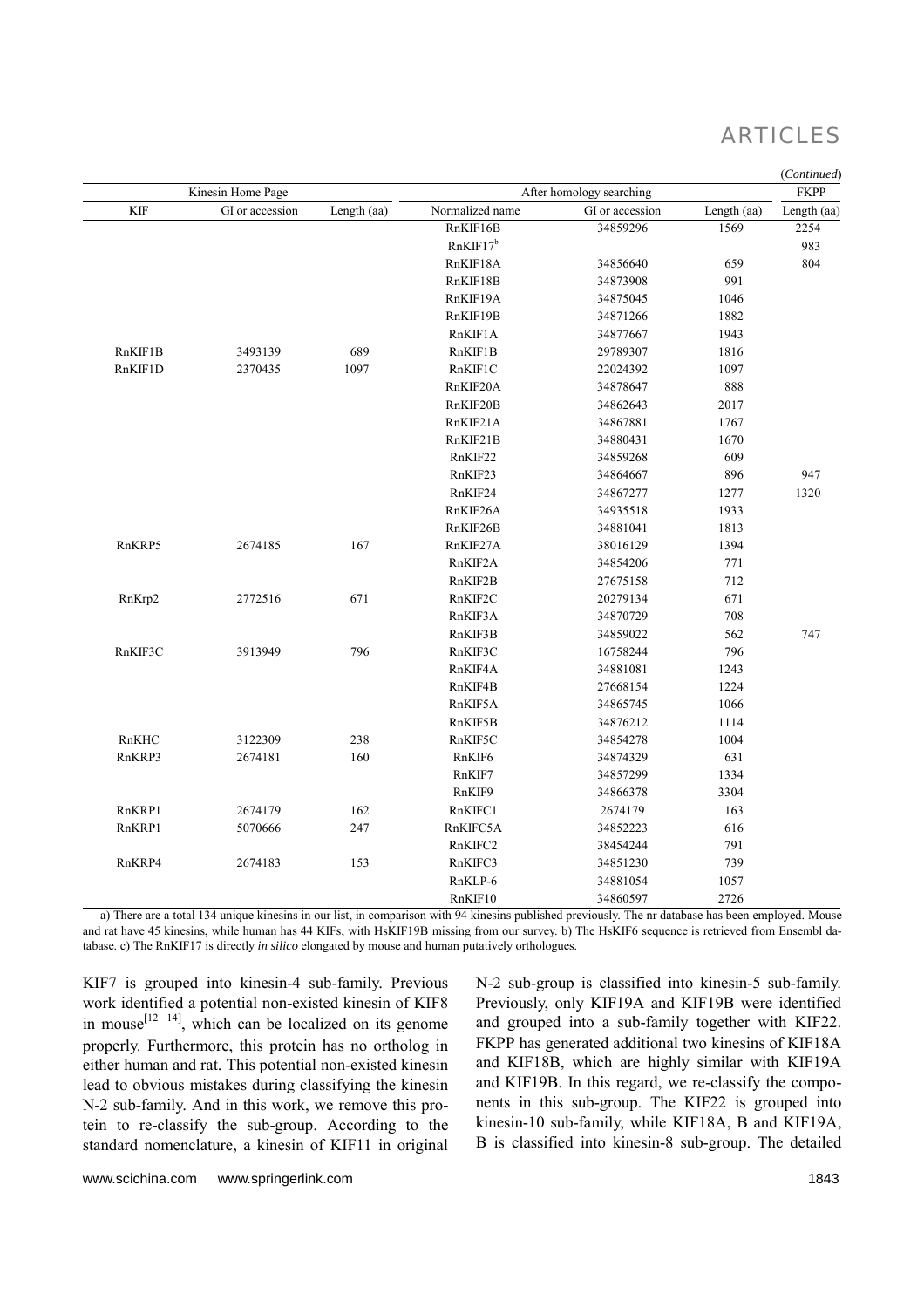(*Continued*)

| Kinesin Home Page | | | After homology searching | | | FKPP |
|---|---|---|---|---|---|---|
| KIF | GI or accession | Length (aa) | Normalized name | GI or accession | Length (aa) | Length (aa) |
| | | | RnKIF16B | 34859296 | 1569 | 2254 |
| | | | RnKIF17[b] | | | 983 |
| | | | RnKIF18A | 34856640 | 659 | 804 |
| | | | RnKIF18B | 34873908 | 991 | |
| | | | RnKIF19A | 34875045 | 1046 | |
| | | | RnKIF19B | 34871266 | 1882 | |
| | | | RnKIF1A | 34877667 | 1943 | |
| RnKIF1B | 3493139 | 689 | RnKIF1B | 29789307 | 1816 | |
| RnKIF1D | 2370435 | 1097 | RnKIF1C | 22024392 | 1097 | |
| | | | RnKIF20A | 34878647 | 888 | |
| | | | RnKIF20B | 34862643 | 2017 | |
| | | | RnKIF21A | 34867881 | 1767 | |
| | | | RnKIF21B | 34880431 | 1670 | |
| | | | RnKIF22 | 34859268 | 609 | |
| | | | RnKIF23 | 34864667 | 896 | 947 |
| | | | RnKIF24 | 34867277 | 1277 | 1320 |
| | | | RnKIF26A | 34935518 | 1933 | |
| | | | RnKIF26B | 34881041 | 1813 | |
| RnKRP5 | 2674185 | 167 | RnKIF27A | 38016129 | 1394 | |
| | | | RnKIF2A | 34854206 | 771 | |
| | | | RnKIF2B | 27675158 | 712 | |
| RnKrp2 | 2772516 | 671 | RnKIF2C | 20279134 | 671 | |
| | | | RnKIF3A | 34870729 | 708 | |
| | | | RnKIF3B | 34859022 | 562 | 747 |
| RnKIF3C | 3913949 | 796 | RnKIF3C | 16758244 | 796 | |
| | | | RnKIF4A | 34881081 | 1243 | |
| | | | RnKIF4B | 27668154 | 1224 | |
| | | | RnKIF5A | 34865745 | 1066 | |
| | | | RnKIF5B | 34876212 | 1114 | |
| RnKHC | 3122309 | 238 | RnKIF5C | 34854278 | 1004 | |
| RnKRP3 | 2674181 | 160 | RnKIF6 | 34874329 | 631 | |
| | | | RnKIF7 | 34857299 | 1334 | |
| | | | RnKIF9 | 34866378 | 3304 | |
| RnKRP1 | 2674179 | 162 | RnKIFC1 | 2674179 | 163 | |
| RnKRP1 | 5070666 | 247 | RnKIFC5A | 34852223 | 616 | |
| | | | RnKIFC2 | 38454244 | 791 | |
| RnKRP4 | 2674183 | 153 | RnKIFC3 | 34851230 | 739 | |
| | | | RnKLP-6 | 34881054 | 1057 | |
| | | | RnKIF10 | 34860597 | 2726 | |

a) There are a total 134 unique kinesins in our list, in comparison with 94 kinesins published previously. The nr database has been employed. Mouse and rat have 45 kinesins, while human has 44 KIFs, with HsKIF19B missing from our survey. b) The HsKIF6 sequence is retrieved from Ensembl database. c) The RnKIF17 is directly *in silico* elongated by mouse and human putatively orthologues.

KIF7 is grouped into kinesin-4 sub-family. Previous work identified a potential non-existed kinesin of KIF8 in mouse[12−14], which can be localized on its genome properly. Furthermore, this protein has no ortholog in either human and rat. This potential non-existed kinesin lead to obvious mistakes during classifying the kinesin N-2 sub-family. And in this work, we remove this protein to re-classify the sub-group. According to the standard nomenclature, a kinesin of KIF11 in original N-2 sub-group is classified into kinesin-5 sub-family. Previously, only KIF19A and KIF19B were identified and grouped into a sub-family together with KIF22. FKPP has generated additional two kinesins of KIF18A and KIF18B, which are highly similar with KIF19A and KIF19B. In this regard, we re-classify the components in this sub-group. The KIF22 is grouped into kinesin-10 sub-family, while KIF18A, B and KIF19A, B is classified into kinesin-8 sub-group. The detailed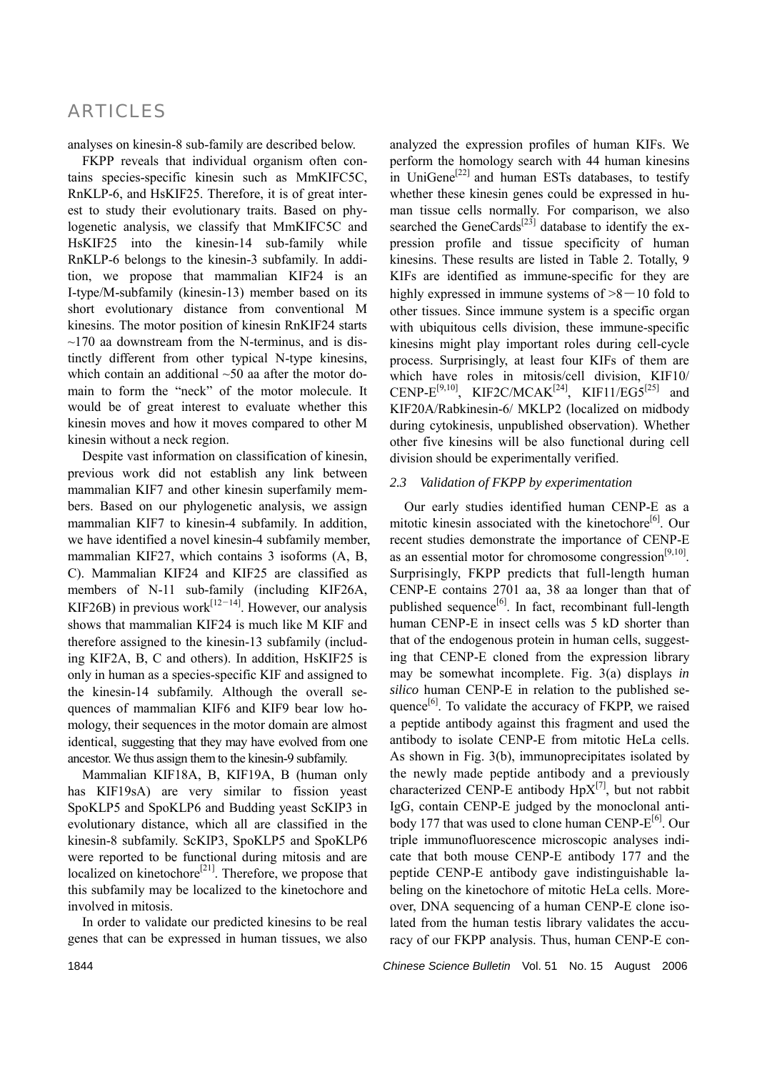analyses on kinesin-8 sub-family are described below.

FKPP reveals that individual organism often contains species-specific kinesin such as MmKIFC5C, RnKLP-6, and HsKIF25. Therefore, it is of great interest to study their evolutionary traits. Based on phylogenetic analysis, we classify that MmKIFC5C and HsKIF25 into the kinesin-14 sub-family while RnKLP-6 belongs to the kinesin-3 subfamily. In addition, we propose that mammalian KIF24 is an I-type/M-subfamily (kinesin-13) member based on its short evolutionary distance from conventional M kinesins. The motor position of kinesin RnKIF24 starts ~170 aa downstream from the N-terminus, and is distinctly different from other typical N-type kinesins, which contain an additional ~50 aa after the motor domain to form the "neck" of the motor molecule. It would be of great interest to evaluate whether this kinesin moves and how it moves compared to other M kinesin without a neck region.

Despite vast information on classification of kinesin, previous work did not establish any link between mammalian KIF7 and other kinesin superfamily members. Based on our phylogenetic analysis, we assign mammalian KIF7 to kinesin-4 subfamily. In addition, we have identified a novel kinesin-4 subfamily member, mammalian KIF27, which contains 3 isoforms (A, B, C). Mammalian KIF24 and KIF25 are classified as members of N-11 sub-family (including KIF26A, KIF26B) in previous work[12−14]. However, our analysis shows that mammalian KIF24 is much like M KIF and therefore assigned to the kinesin-13 subfamily (including KIF2A, B, C and others). In addition, HsKIF25 is only in human as a species-specific KIF and assigned to the kinesin-14 subfamily. Although the overall sequences of mammalian KIF6 and KIF9 bear low homology, their sequences in the motor domain are almost identical, suggesting that they may have evolved from one ancestor. We thus assign them to the kinesin-9 subfamily.

Mammalian KIF18A, B, KIF19A, B (human only has KIF19sA) are very similar to fission yeast SpoKLP5 and SpoKLP6 and Budding yeast ScKIP3 in evolutionary distance, which all are classified in the kinesin-8 subfamily. ScKIP3, SpoKLP5 and SpoKLP6 were reported to be functional during mitosis and are localized on kinetochore[21]. Therefore, we propose that this subfamily may be localized to the kinetochore and involved in mitosis.

In order to validate our predicted kinesins to be real genes that can be expressed in human tissues, we also analyzed the expression profiles of human KIFs. We perform the homology search with 44 human kinesins in UniGene[22] and human ESTs databases, to testify whether these kinesin genes could be expressed in human tissue cells normally. For comparison, we also searched the GeneCards[23] database to identify the expression profile and tissue specificity of human kinesins. These results are listed in Table 2. Totally, 9 KIFs are identified as immune-specific for they are highly expressed in immune systems of >8−10 fold to other tissues. Since immune system is a specific organ with ubiquitous cells division, these immune-specific kinesins might play important roles during cell-cycle process. Surprisingly, at least four KIFs of them are which have roles in mitosis/cell division, KIF10/CENP-E[9,10], KIF2C/MCAK[24], KIF11/EG5[25] and KIF20A/Rabkinesin-6/ MKLP2 (localized on midbody during cytokinesis, unpublished observation). Whether other five kinesins will be also functional during cell division should be experimentally verified.

### *2.3 Validation of FKPP by experimentation*

Our early studies identified human CENP-E as a mitotic kinesin associated with the kinetochore[6]. Our recent studies demonstrate the importance of CENP-E as an essential motor for chromosome congression[9,10]. Surprisingly, FKPP predicts that full-length human CENP-E contains 2701 aa, 38 aa longer than that of published sequence[6]. In fact, recombinant full-length human CENP-E in insect cells was 5 kD shorter than that of the endogenous protein in human cells, suggesting that CENP-E cloned from the expression library may be somewhat incomplete. Fig. 3(a) displays *in silico* human CENP-E in relation to the published sequence[6]. To validate the accuracy of FKPP, we raised a peptide antibody against this fragment and used the antibody to isolate CENP-E from mitotic HeLa cells. As shown in Fig. 3(b), immunoprecipitates isolated by the newly made peptide antibody and a previously characterized CENP-E antibody HpX[7], but not rabbit IgG, contain CENP-E judged by the monoclonal antibody 177 that was used to clone human CENP-E[6]. Our triple immunofluorescence microscopic analyses indicate that both mouse CENP-E antibody 177 and the peptide CENP-E antibody gave indistinguishable labeling on the kinetochore of mitotic HeLa cells. Moreover, DNA sequencing of a human CENP-E clone isolated from the human testis library validates the accuracy of our FKPP analysis. Thus, human CENP-E con-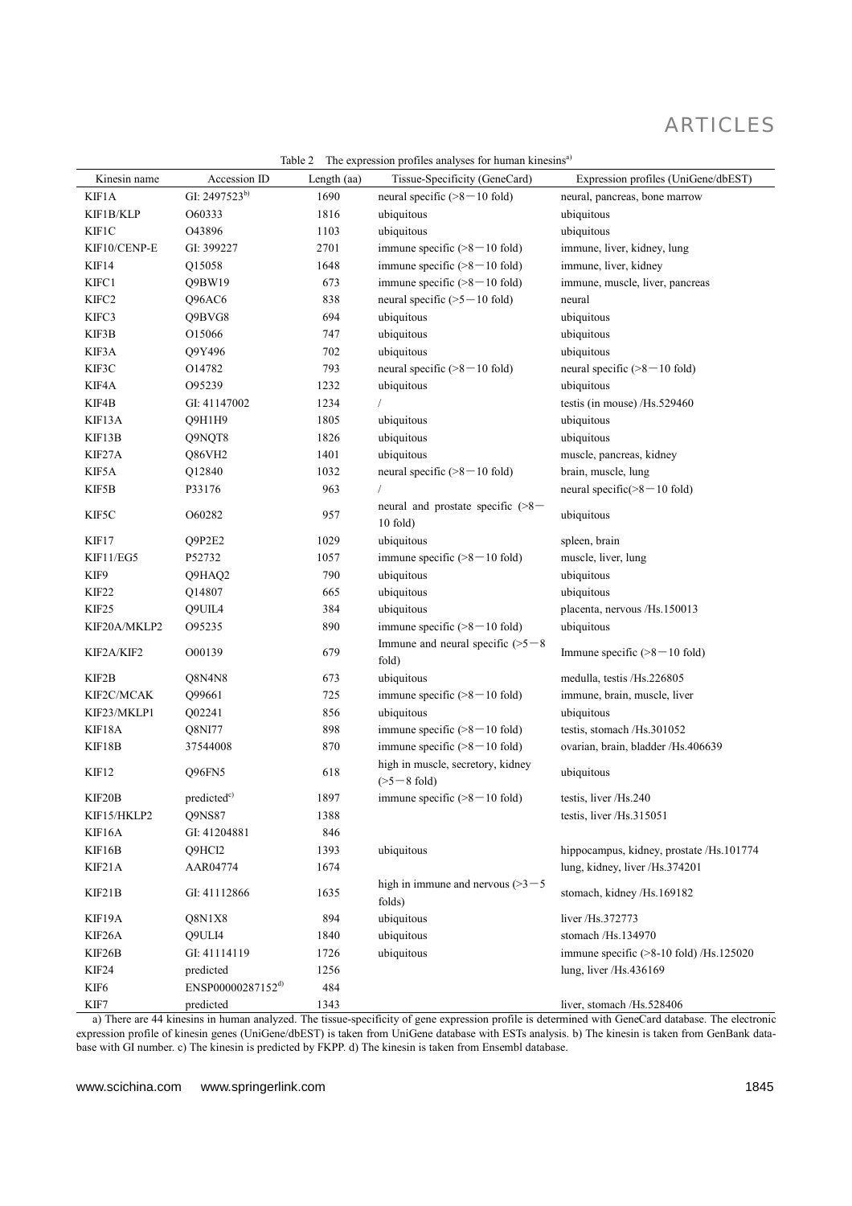Table 2 The expression profiles analyses for human kinesins[a)]

| Kinesin name | Accession ID | Length (aa) | Tissue-Specificity (GeneCard) | Expression profiles (UniGene/dbEST) |
|---|---|---|---|---|
| KIF1A | GI: 2497523[b)] | 1690 | neural specific (>8－10 fold) | neural, pancreas, bone marrow |
| KIF1B/KLP | O60333 | 1816 | ubiquitous | ubiquitous |
| KIF1C | O43896 | 1103 | ubiquitous | ubiquitous |
| KIF10/CENP-E | GI: 399227 | 2701 | immune specific (>8－10 fold) | immune, liver, kidney, lung |
| KIF14 | Q15058 | 1648 | immune specific (>8－10 fold) | immune, liver, kidney |
| KIFC1 | Q9BW19 | 673 | immune specific (>8－10 fold) | immune, muscle, liver, pancreas |
| KIFC2 | Q96AC6 | 838 | neural specific (>5－10 fold) | neural |
| KIFC3 | Q9BVG8 | 694 | ubiquitous | ubiquitous |
| KIF3B | O15066 | 747 | ubiquitous | ubiquitous |
| KIF3A | Q9Y496 | 702 | ubiquitous | ubiquitous |
| KIF3C | O14782 | 793 | neural specific (>8－10 fold) | neural specific (>8－10 fold) |
| KIF4A | O95239 | 1232 | ubiquitous | ubiquitous |
| KIF4B | GI: 41147002 | 1234 | / | testis (in mouse) /Hs.529460 |
| KIF13A | Q9H1H9 | 1805 | ubiquitous | ubiquitous |
| KIF13B | Q9NQT8 | 1826 | ubiquitous | ubiquitous |
| KIF27A | Q86VH2 | 1401 | ubiquitous | muscle, pancreas, kidney |
| KIF5A | Q12840 | 1032 | neural specific (>8－10 fold) | brain, muscle, lung |
| KIF5B | P33176 | 963 | / | neural specific(>8－10 fold) |
| KIF5C | O60282 | 957 | neural and prostate specific (>8－10 fold) | ubiquitous |
| KIF17 | Q9P2E2 | 1029 | ubiquitous | spleen, brain |
| KIF11/EG5 | P52732 | 1057 | immune specific (>8－10 fold) | muscle, liver, lung |
| KIF9 | Q9HAQ2 | 790 | ubiquitous | ubiquitous |
| KIF22 | Q14807 | 665 | ubiquitous | ubiquitous |
| KIF25 | Q9UIL4 | 384 | ubiquitous | placenta, nervous /Hs.150013 |
| KIF20A/MKLP2 | O95235 | 890 | immune specific (>8－10 fold) | ubiquitous |
| KIF2A/KIF2 | O00139 | 679 | Immune and neural specific (>5－8 fold) | Immune specific (>8－10 fold) |
| KIF2B | Q8N4N8 | 673 | ubiquitous | medulla, testis /Hs.226805 |
| KIF2C/MCAK | Q99661 | 725 | immune specific (>8－10 fold) | immune, brain, muscle, liver |
| KIF23/MKLP1 | Q02241 | 856 | ubiquitous | ubiquitous |
| KIF18A | Q8NI77 | 898 | immune specific (>8－10 fold) | testis, stomach /Hs.301052 |
| KIF18B | 37544008 | 870 | immune specific (>8－10 fold) | ovarian, brain, bladder /Hs.406639 |
| KIF12 | Q96FN5 | 618 | high in muscle, secretory, kidney (>5－8 fold) | ubiquitous |
| KIF20B | predicted[c)] | 1897 | immune specific (>8－10 fold) | testis, liver /Hs.240 |
| KIF15/HKLP2 | Q9NS87 | 1388 | | testis, liver /Hs.315051 |
| KIF16A | GI: 41204881 | 846 | | |
| KIF16B | Q9HCI2 | 1393 | ubiquitous | hippocampus, kidney, prostate /Hs.101774 |
| KIF21A | AAR04774 | 1674 | | lung, kidney, liver /Hs.374201 |
| KIF21B | GI: 41112866 | 1635 | high in immune and nervous (>3－5 folds) | stomach, kidney /Hs.169182 |
| KIF19A | Q8N1X8 | 894 | ubiquitous | liver /Hs.372773 |
| KIF26A | Q9ULI4 | 1840 | ubiquitous | stomach /Hs.134970 |
| KIF26B | GI: 41114119 | 1726 | ubiquitous | immune specific (>8-10 fold) /Hs.125020 |
| KIF24 | predicted | 1256 | | lung, liver /Hs.436169 |
| KIF6 | ENSP00000287152[d)] | 484 | | |
| KIF7 | predicted | 1343 | | liver, stomach /Hs.528406 |

a) There are 44 kinesins in human analyzed. The tissue-specificity of gene expression profile is determined with GeneCard database. The electronic expression profile of kinesin genes (UniGene/dbEST) is taken from UniGene database with ESTs analysis. b) The kinesin is taken from GenBank database with GI number. c) The kinesin is predicted by FKPP. d) The kinesin is taken from Ensembl database.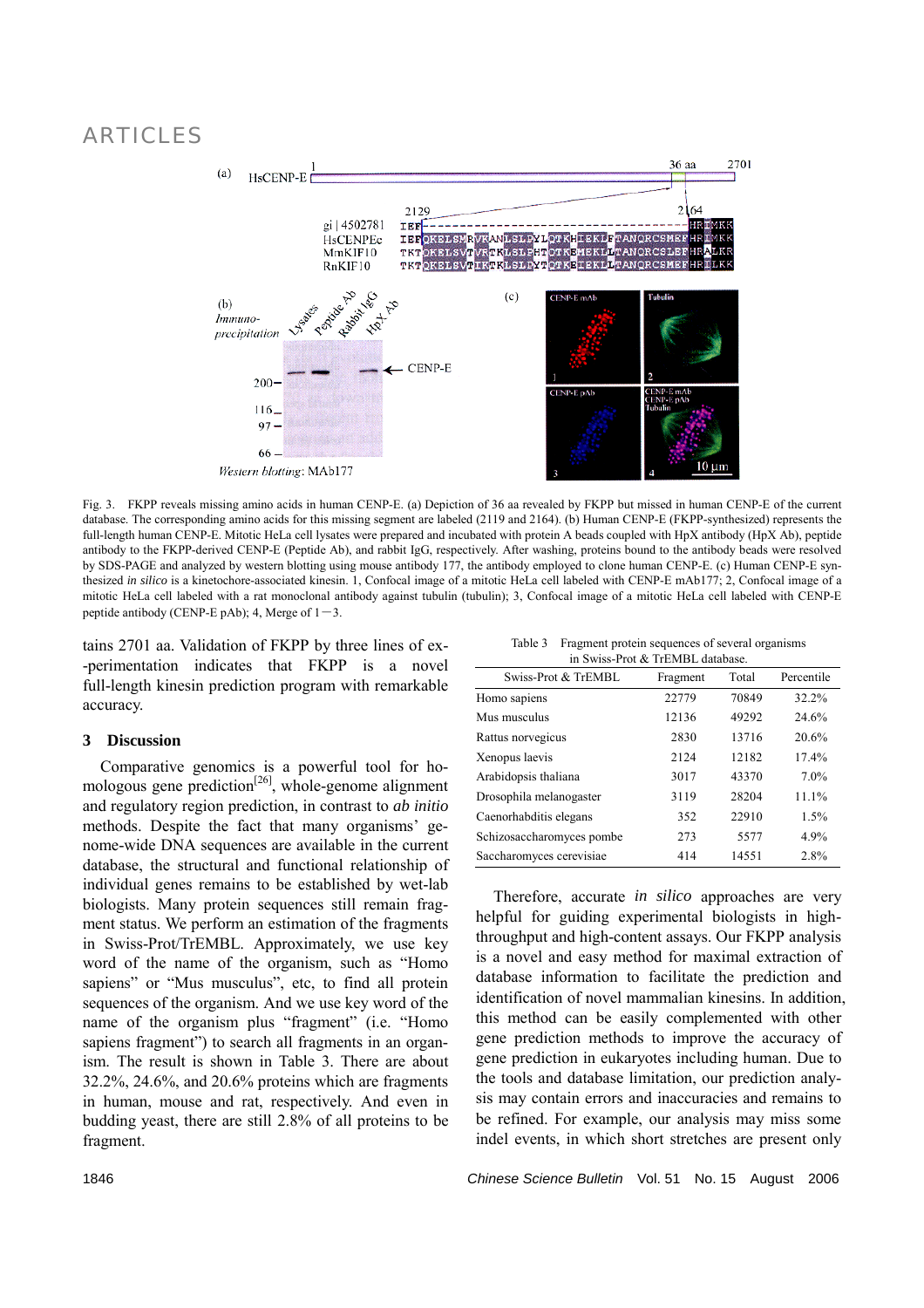tains 2701 aa. Validation of FKPP by three lines of experimentation indicates that FKPP is a novel full-length kinesin prediction program with remarkable accuracy.

Fig. 3. FKPP reveals missing amino acids in human CENP-E. (a) Depiction of 36 aa revealed by FKPP but missed in human CENP-E of the current database. The corresponding amino acids for this missing segment are labeled (2119 and 2164). (b) Human CENP-E (FKPP-synthesized) represents the full-length human CENP-E. Mitotic HeLa cell lysates were prepared and incubated with protein A beads coupled with HpX antibody (HpX Ab), peptide antibody to the FKPP-derived CENP-E (Peptide Ab), and rabbit IgG, respectively. After washing, proteins bound to the antibody beads were resolved by SDS-PAGE and analyzed by western blotting using mouse antibody 177, the antibody employed to clone human CENP-E. (c) Human CENP-E synthesized *in silico* is a kinetochore-associated kinesin. 1, Confocal image of a mitotic HeLa cell labeled with CENP-E mAb177; 2, Confocal image of a mitotic HeLa cell labeled with a rat monoclonal antibody against tubulin (tubulin); 3, Confocal image of a mitotic HeLa cell labeled with CENP-E peptide antibody (CENP-E pAb); 4, Merge of 1—3.

## 3 Discussion

Comparative genomics is a powerful tool for homologous gene prediction[26], whole-genome alignment and regulatory region prediction, in contrast to *ab initio* methods. Despite the fact that many organisms' genome-wide DNA sequences are available in the current database, the structural and functional relationship of individual genes remains to be established by wet-lab biologists. Many protein sequences still remain fragment status. We perform an estimation of the fragments in Swiss-Prot/TrEMBL. Approximately, we use key word of the name of the organism, such as "Homo sapiens" or "Mus musculus", etc, to find all protein sequences of the organism. And we use key word of the name of the organism plus "fragment" (i.e. "Homo sapiens fragment") to search all fragments in an organism. The result is shown in Table 3. There are about 32.2%, 24.6%, and 20.6% proteins which are fragments in human, mouse and rat, respectively. And even in budding yeast, there are still 2.8% of all proteins to be fragment.

Table 3 Fragment protein sequences of several organisms in Swiss-Prot & TrEMBL database.

| Swiss-Prot & TrEMBL | Fragment | Total | Percentile |
|---|---|---|---|
| Homo sapiens | 22779 | 70849 | 32.2% |
| Mus musculus | 12136 | 49292 | 24.6% |
| Rattus norvegicus | 2830 | 13716 | 20.6% |
| Xenopus laevis | 2124 | 12182 | 17.4% |
| Arabidopsis thaliana | 3017 | 43370 | 7.0% |
| Drosophila melanogaster | 3119 | 28204 | 11.1% |
| Caenorhabditis elegans | 352 | 22910 | 1.5% |
| Schizosaccharomyces pombe | 273 | 5577 | 4.9% |
| Saccharomyces cerevisiae | 414 | 14551 | 2.8% |

Therefore, accurate *in silico* approaches are very helpful for guiding experimental biologists in high-throughput and high-content assays. Our FKPP analysis is a novel and easy method for maximal extraction of database information to facilitate the prediction and identification of novel mammalian kinesins. In addition, this method can be easily complemented with other gene prediction methods to improve the accuracy of gene prediction in eukaryotes including human. Due to the tools and database limitation, our prediction analysis may contain errors and inaccuracies and remains to be refined. For example, our analysis may miss some indel events, in which short stretches are present only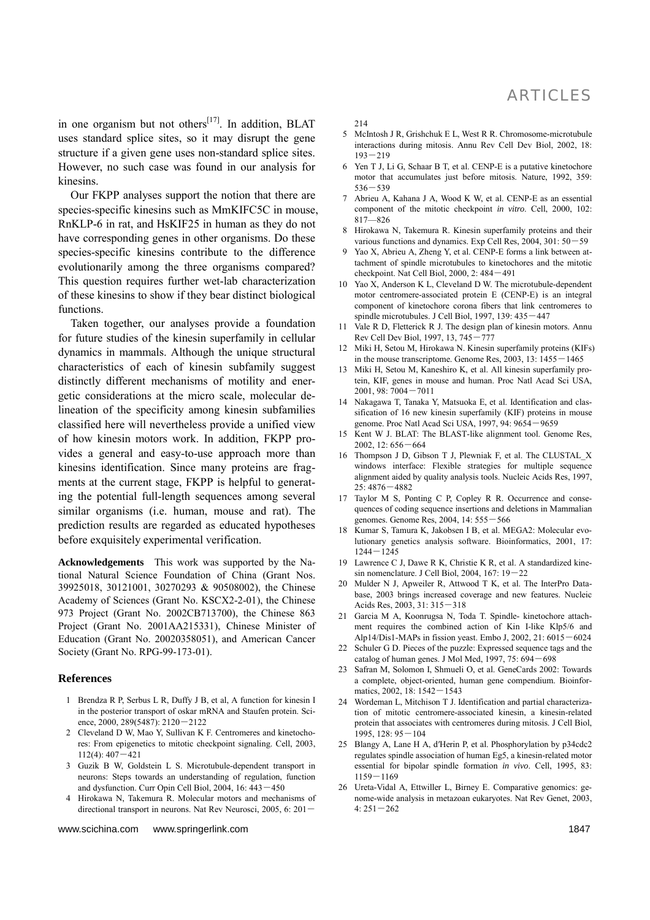in one organism but not others[17]. In addition, BLAT uses standard splice sites, so it may disrupt the gene structure if a given gene uses non-standard splice sites. However, no such case was found in our analysis for kinesins.

Our FKPP analyses support the notion that there are species-specific kinesins such as MmKIFC5C in mouse, RnKLP-6 in rat, and HsKIF25 in human as they do not have corresponding genes in other organisms. Do these species-specific kinesins contribute to the difference evolutionarily among the three organisms compared? This question requires further wet-lab characterization of these kinesins to show if they bear distinct biological functions.

Taken together, our analyses provide a foundation for future studies of the kinesin superfamily in cellular dynamics in mammals. Although the unique structural characteristics of each of kinesin subfamily suggest distinctly different mechanisms of motility and energetic considerations at the micro scale, molecular delineation of the specificity among kinesin subfamilies classified here will nevertheless provide a unified view of how kinesin motors work. In addition, FKPP provides a general and easy-to-use approach more than kinesins identification. Since many proteins are fragments at the current stage, FKPP is helpful to generating the potential full-length sequences among several similar organisms (i.e. human, mouse and rat). The prediction results are regarded as educated hypotheses before exquisitely experimental verification.

**Acknowledgements** This work was supported by the National Natural Science Foundation of China (Grant Nos. 39925018, 30121001, 30270293 & 90508002), the Chinese Academy of Sciences (Grant No. KSCX2-2-01), the Chinese 973 Project (Grant No. 2002CB713700), the Chinese 863 Project (Grant No. 2001AA215331), Chinese Minister of Education (Grant No. 20020358051), and American Cancer Society (Grant No. RPG-99-173-01).

## References

1 Brendza R P, Serbus L R, Duffy J B, et al, A function for kinesin I in the posterior transport of oskar mRNA and Staufen protein. Science, 2000, 289(5487): 2120－2122
2 Cleveland D W, Mao Y, Sullivan K F. Centromeres and kinetochores: From epigenetics to mitotic checkpoint signaling. Cell, 2003, 112(4): 407－421
3 Guzik B W, Goldstein L S. Microtubule-dependent transport in neurons: Steps towards an understanding of regulation, function and dysfunction. Curr Opin Cell Biol, 2004, 16: 443－450
4 Hirokawa N, Takemura R. Molecular motors and mechanisms of directional transport in neurons. Nat Rev Neurosci, 2005, 6: 201－214
5 McIntosh J R, Grishchuk E L, West R R. Chromosome-microtubule interactions during mitosis. Annu Rev Cell Dev Biol, 2002, 18: 193－219
6 Yen T J, Li G, Schaar B T, et al. CENP-E is a putative kinetochore motor that accumulates just before mitosis. Nature, 1992, 359: 536－539
7 Abrieu A, Kahana J A, Wood K W, et al. CENP-E as an essential component of the mitotic checkpoint *in vitro*. Cell, 2000, 102: 817—826
8 Hirokawa N, Takemura R. Kinesin superfamily proteins and their various functions and dynamics. Exp Cell Res, 2004, 301: 50－59
9 Yao X, Abrieu A, Zheng Y, et al. CENP-E forms a link between attachment of spindle microtubules to kinetochores and the mitotic checkpoint. Nat Cell Biol, 2000, 2: 484－491
10 Yao X, Anderson K L, Cleveland D W. The microtubule-dependent motor centromere-associated protein E (CENP-E) is an integral component of kinetochore corona fibers that link centromeres to spindle microtubules. J Cell Biol, 1997, 139: 435－447
11 Vale R D, Fletterick R J. The design plan of kinesin motors. Annu Rev Cell Dev Biol, 1997, 13, 745－777
12 Miki H, Setou M, Hirokawa N. Kinesin superfamily proteins (KIFs) in the mouse transcriptome. Genome Res, 2003, 13: 1455－1465
13 Miki H, Setou M, Kaneshiro K, et al. All kinesin superfamily protein, KIF, genes in mouse and human. Proc Natl Acad Sci USA, 2001, 98: 7004－7011
14 Nakagawa T, Tanaka Y, Matsuoka E, et al. Identification and classification of 16 new kinesin superfamily (KIF) proteins in mouse genome. Proc Natl Acad Sci USA, 1997, 94: 9654－9659
15 Kent W J. BLAT: The BLAST-like alignment tool. Genome Res, 2002, 12: 656－664
16 Thompson J D, Gibson T J, Plewniak F, et al. The CLUSTAL_X windows interface: Flexible strategies for multiple sequence alignment aided by quality analysis tools. Nucleic Acids Res, 1997, 25: 4876－4882
17 Taylor M S, Ponting C P, Copley R R. Occurrence and consequences of coding sequence insertions and deletions in Mammalian genomes. Genome Res, 2004, 14: 555－566
18 Kumar S, Tamura K, Jakobsen I B, et al. MEGA2: Molecular evolutionary genetics analysis software. Bioinformatics, 2001, 17: 1244－1245
19 Lawrence C J, Dawe R K, Christie K R, et al. A standardized kinesin nomenclature. J Cell Biol, 2004, 167: 19－22
20 Mulder N J, Apweiler R, Attwood T K, et al. The InterPro Database, 2003 brings increased coverage and new features. Nucleic Acids Res, 2003, 31: 315－318
21 Garcia M A, Koonrugsa N, Toda T. Spindle- kinetochore attachment requires the combined action of Kin I-like Klp5/6 and Alp14/Dis1-MAPs in fission yeast. Embo J, 2002, 21: 6015－6024
22 Schuler G D. Pieces of the puzzle: Expressed sequence tags and the catalog of human genes. J Mol Med, 1997, 75: 694－698
23 Safran M, Solomon I, Shmueli O, et al. GeneCards 2002: Towards a complete, object-oriented, human gene compendium. Bioinformatics, 2002, 18: 1542－1543
24 Wordeman L, Mitchison T J. Identification and partial characterization of mitotic centromere-associated kinesin, a kinesin-related protein that associates with centromeres during mitosis. J Cell Biol, 1995, 128: 95－104
25 Blangy A, Lane H A, d′Herin P, et al. Phosphorylation by p34cdc2 regulates spindle association of human Eg5, a kinesin-related motor essential for bipolar spindle formation *in vivo*. Cell, 1995, 83: 1159－1169
26 Ureta-Vidal A, Ettwiller L, Birney E. Comparative genomics: genome-wide analysis in metazoan eukaryotes. Nat Rev Genet, 2003, 4: 251－262